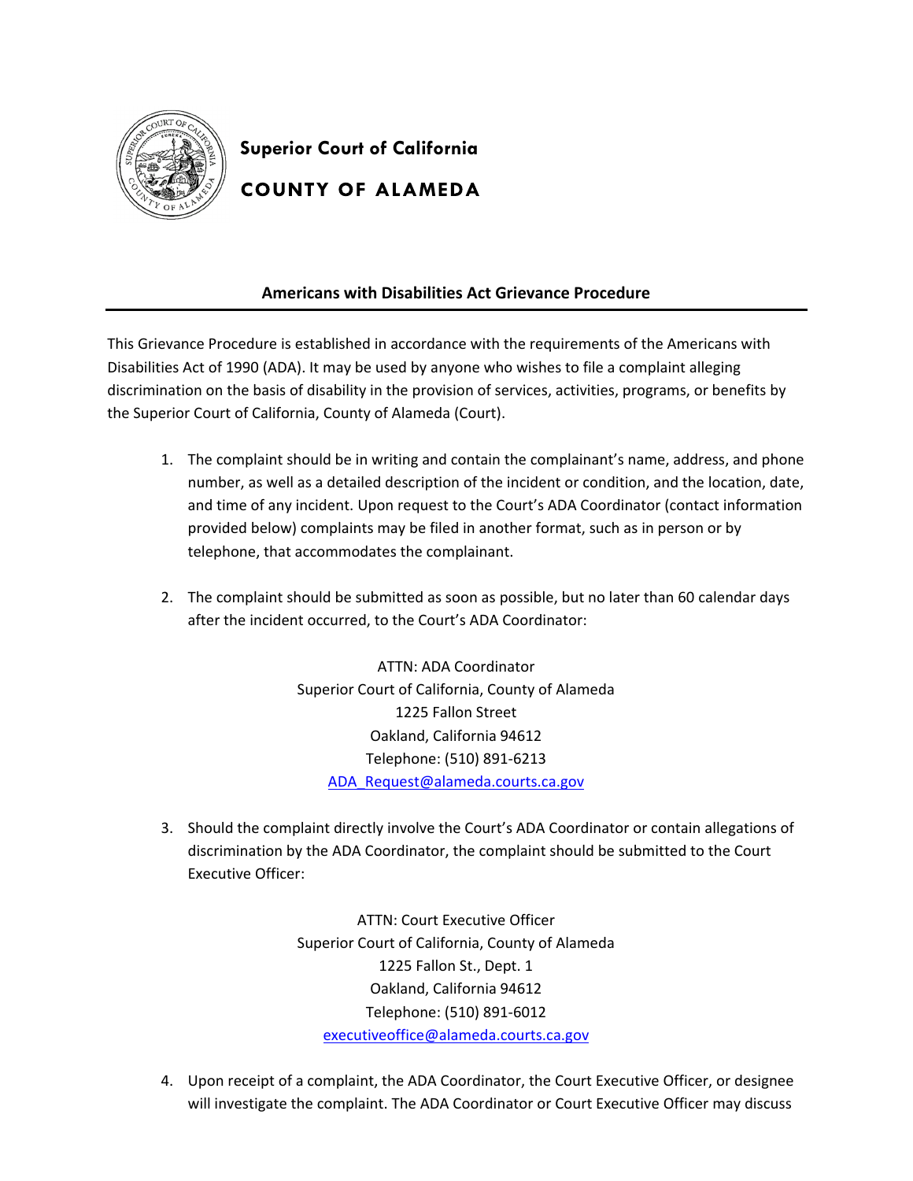**Superior Court of California**

**COUNTY OF ALAMEDA**

## Americans with Disabilities Act Grievance Procedure

This Grievance Procedure is established in accordance with the requirements of the Americans with Disabilities Act of 1990 (ADA). It may be used by anyone who wishes to file a complaint alleging discrimination on the basis of disability in the provision of services, activities, programs, or benefits by the Superior Court of California, County of Alameda (Court).

1. The complaint should be in writing and contain the complainant's name, address, and phone number, as well as a detailed description of the incident or condition, and the location, date, and time of any incident. Upon request to the Court's ADA Coordinator (contact information provided below) complaints may be filed in another format, such as in person or by telephone, that accommodates the complainant.

2. The complaint should be submitted as soon as possible, but no later than 60 calendar days after the incident occurred, to the Court's ADA Coordinator:

   ATTN: ADA Coordinator
   Superior Court of California, County of Alameda
   1225 Fallon Street
   Oakland, California 94612
   Telephone: (510) 891-6213
   ADA_Request@alameda.courts.ca.gov

3. Should the complaint directly involve the Court's ADA Coordinator or contain allegations of discrimination by the ADA Coordinator, the complaint should be submitted to the Court Executive Officer:

   ATTN: Court Executive Officer
   Superior Court of California, County of Alameda
   1225 Fallon St., Dept. 1
   Oakland, California 94612
   Telephone: (510) 891-6012
   executiveoffice@alameda.courts.ca.gov

4. Upon receipt of a complaint, the ADA Coordinator, the Court Executive Officer, or designee will investigate the complaint. The ADA Coordinator or Court Executive Officer may discuss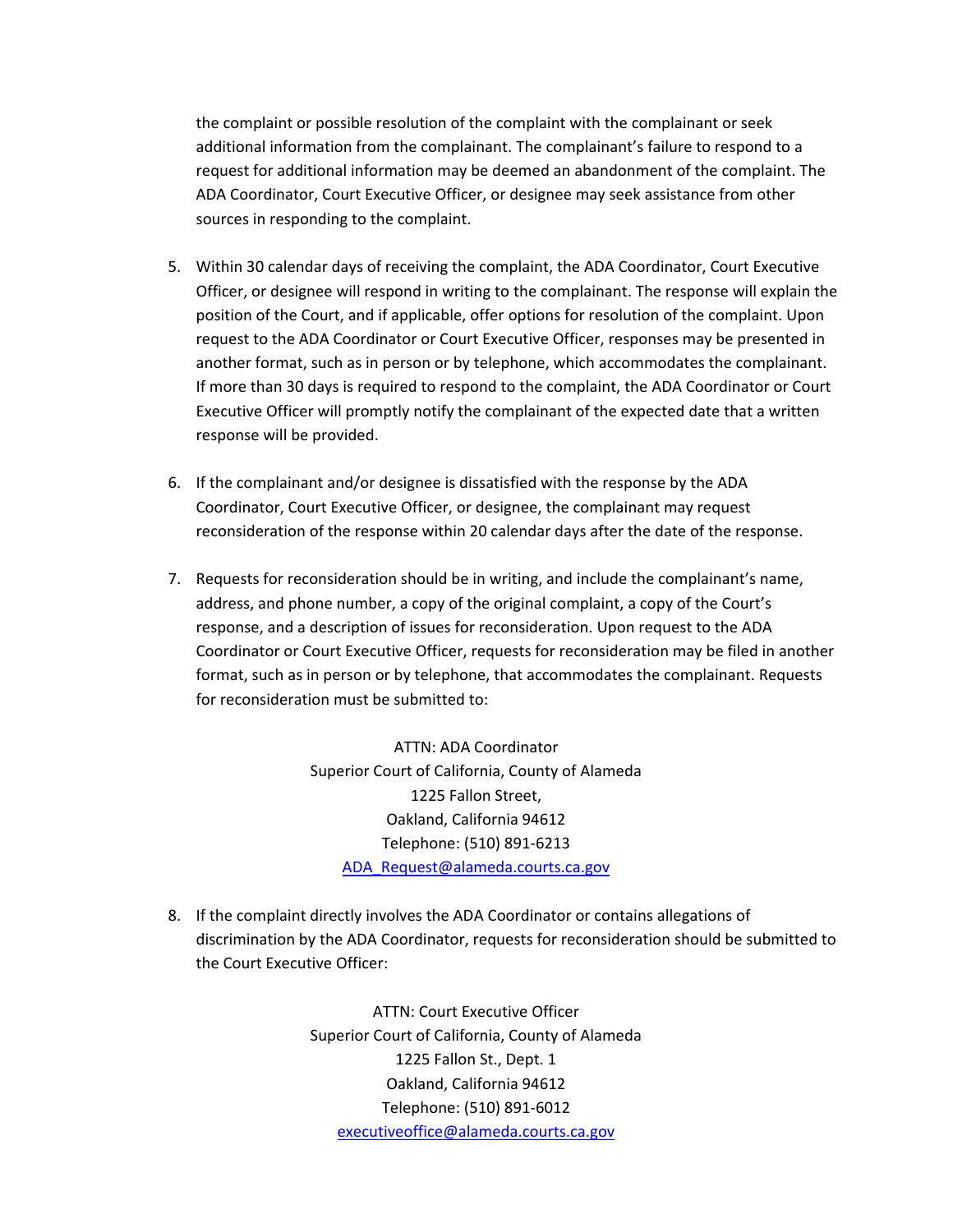the complaint or possible resolution of the complaint with the complainant or seek additional information from the complainant. The complainant's failure to respond to a request for additional information may be deemed an abandonment of the complaint. The ADA Coordinator, Court Executive Officer, or designee may seek assistance from other sources in responding to the complaint.

5. Within 30 calendar days of receiving the complaint, the ADA Coordinator, Court Executive Officer, or designee will respond in writing to the complainant. The response will explain the position of the Court, and if applicable, offer options for resolution of the complaint. Upon request to the ADA Coordinator or Court Executive Officer, responses may be presented in another format, such as in person or by telephone, which accommodates the complainant. If more than 30 days is required to respond to the complaint, the ADA Coordinator or Court Executive Officer will promptly notify the complainant of the expected date that a written response will be provided.

6. If the complainant and/or designee is dissatisfied with the response by the ADA Coordinator, Court Executive Officer, or designee, the complainant may request reconsideration of the response within 20 calendar days after the date of the response.

7. Requests for reconsideration should be in writing, and include the complainant's name, address, and phone number, a copy of the original complaint, a copy of the Court's response, and a description of issues for reconsideration. Upon request to the ADA Coordinator or Court Executive Officer, requests for reconsideration may be filed in another format, such as in person or by telephone, that accommodates the complainant. Requests for reconsideration must be submitted to:

   ATTN: ADA Coordinator
   Superior Court of California, County of Alameda
   1225 Fallon Street,
   Oakland, California 94612
   Telephone: (510) 891-6213
   ADA_Request@alameda.courts.ca.gov

8. If the complaint directly involves the ADA Coordinator or contains allegations of discrimination by the ADA Coordinator, requests for reconsideration should be submitted to the Court Executive Officer:

   ATTN: Court Executive Officer
   Superior Court of California, County of Alameda
   1225 Fallon St., Dept. 1
   Oakland, California 94612
   Telephone: (510) 891-6012
   executiveoffice@alameda.courts.ca.gov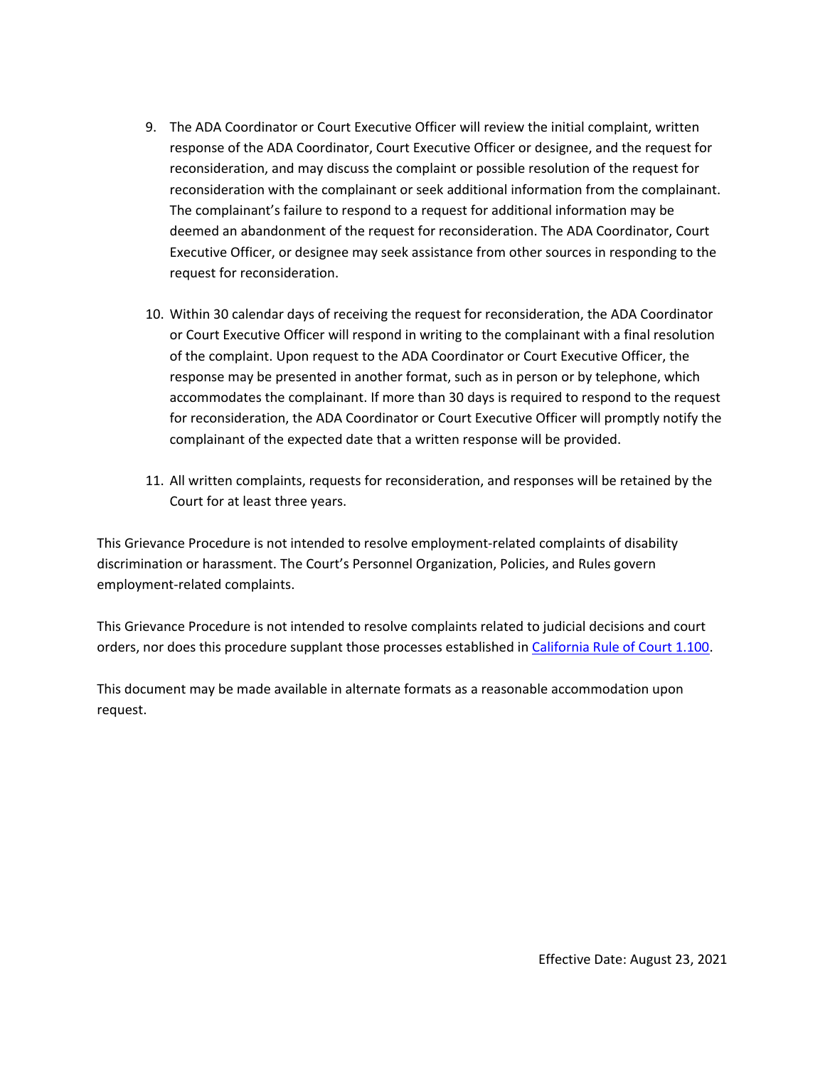9. The ADA Coordinator or Court Executive Officer will review the initial complaint, written response of the ADA Coordinator, Court Executive Officer or designee, and the request for reconsideration, and may discuss the complaint or possible resolution of the request for reconsideration with the complainant or seek additional information from the complainant. The complainant's failure to respond to a request for additional information may be deemed an abandonment of the request for reconsideration. The ADA Coordinator, Court Executive Officer, or designee may seek assistance from other sources in responding to the request for reconsideration.

10. Within 30 calendar days of receiving the request for reconsideration, the ADA Coordinator or Court Executive Officer will respond in writing to the complainant with a final resolution of the complaint. Upon request to the ADA Coordinator or Court Executive Officer, the response may be presented in another format, such as in person or by telephone, which accommodates the complainant. If more than 30 days is required to respond to the request for reconsideration, the ADA Coordinator or Court Executive Officer will promptly notify the complainant of the expected date that a written response will be provided.

11. All written complaints, requests for reconsideration, and responses will be retained by the Court for at least three years.

This Grievance Procedure is not intended to resolve employment-related complaints of disability discrimination or harassment. The Court's Personnel Organization, Policies, and Rules govern employment-related complaints.

This Grievance Procedure is not intended to resolve complaints related to judicial decisions and court orders, nor does this procedure supplant those processes established in [California Rule of Court 1.100](#).

This document may be made available in alternate formats as a reasonable accommodation upon request.

Effective Date: August 23, 2021